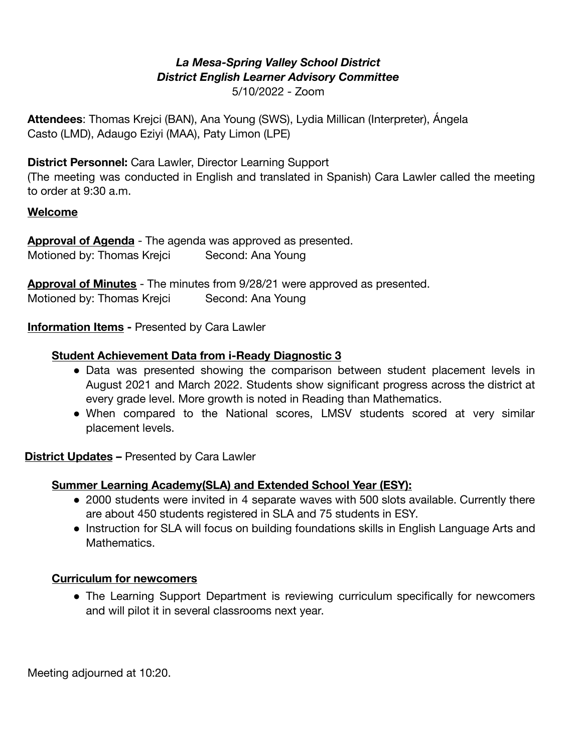***La Mesa-Spring Valley School District***
***District English Learner Advisory Committee***
5/10/2022 - Zoom

**Attendees**: Thomas Krejci (BAN), Ana Young (SWS), Lydia Millican (Interpreter), Ángela Casto (LMD), Adaugo Eziyi (MAA), Paty Limon (LPE)

**District Personnel:** Cara Lawler, Director Learning Support
(The meeting was conducted in English and translated in Spanish) Cara Lawler called the meeting to order at 9:30 a.m.

**Welcome**

**Approval of Agenda** - The agenda was approved as presented.
Motioned by: Thomas Krejci Second: Ana Young

**Approval of Minutes** - The minutes from 9/28/21 were approved as presented.
Motioned by: Thomas Krejci Second: Ana Young

**Information Items -** Presented by Cara Lawler

**Student Achievement Data from i-Ready Diagnostic 3**

- Data was presented showing the comparison between student placement levels in August 2021 and March 2022. Students show significant progress across the district at every grade level. More growth is noted in Reading than Mathematics.
- When compared to the National scores, LMSV students scored at very similar placement levels.

**District Updates –** Presented by Cara Lawler

**Summer Learning Academy(SLA) and Extended School Year (ESY):**

- 2000 students were invited in 4 separate waves with 500 slots available. Currently there are about 450 students registered in SLA and 75 students in ESY.
- Instruction for SLA will focus on building foundations skills in English Language Arts and Mathematics.

**Curriculum for newcomers**

- The Learning Support Department is reviewing curriculum specifically for newcomers and will pilot it in several classrooms next year.

Meeting adjourned at 10:20.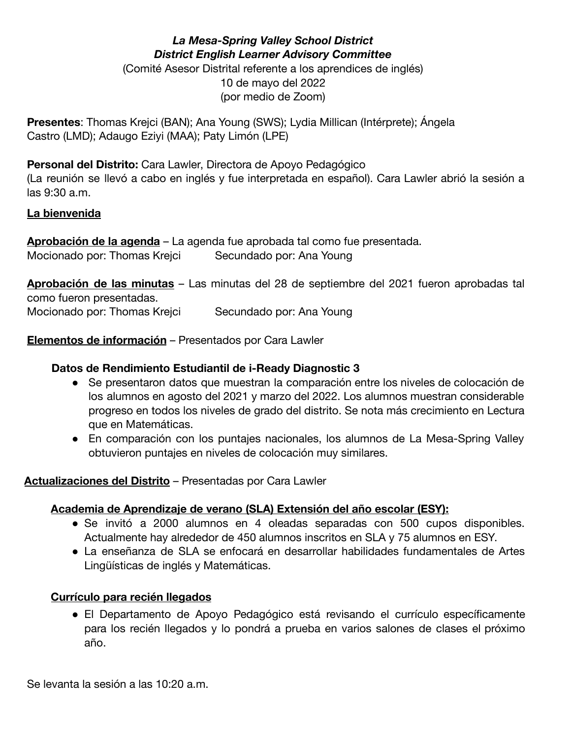***La Mesa-Spring Valley School District***
***District English Learner Advisory Committee***

(Comité Asesor Distrital referente a los aprendices de inglés)
10 de mayo del 2022
(por medio de Zoom)

**Presentes**: Thomas Krejci (BAN); Ana Young (SWS); Lydia Millican (Intérprete); Ángela Castro (LMD); Adaugo Eziyi (MAA); Paty Limón (LPE)

**Personal del Distrito:** Cara Lawler, Directora de Apoyo Pedagógico
(La reunión se llevó a cabo en inglés y fue interpretada en español). Cara Lawler abrió la sesión a las 9:30 a.m.

**<u>La bienvenida</u>**

**<u>Aprobación de la agenda</u>** – La agenda fue aprobada tal como fue presentada.
Mocionado por: Thomas Krejci    Secundado por: Ana Young

**<u>Aprobación de las minutas</u>** – Las minutas del 28 de septiembre del 2021 fueron aprobadas tal como fueron presentadas.
Mocionado por: Thomas Krejci    Secundado por: Ana Young

**<u>Elementos de información</u>** – Presentados por Cara Lawler

**Datos de Rendimiento Estudiantil de i-Ready Diagnostic 3**

- Se presentaron datos que muestran la comparación entre los niveles de colocación de los alumnos en agosto del 2021 y marzo del 2022. Los alumnos muestran considerable progreso en todos los niveles de grado del distrito. Se nota más crecimiento en Lectura que en Matemáticas.
- En comparación con los puntajes nacionales, los alumnos de La Mesa-Spring Valley obtuvieron puntajes en niveles de colocación muy similares.

**<u>Actualizaciones del Distrito</u>** – Presentadas por Cara Lawler

**<u>Academia de Aprendizaje de verano (SLA) Extensión del año escolar (ESY):</u>**

- Se invitó a 2000 alumnos en 4 oleadas separadas con 500 cupos disponibles. Actualmente hay alrededor de 450 alumnos inscritos en SLA y 75 alumnos en ESY.
- La enseñanza de SLA se enfocará en desarrollar habilidades fundamentales de Artes Lingüísticas de inglés y Matemáticas.

**<u>Currículo para recién llegados</u>**

- El Departamento de Apoyo Pedagógico está revisando el currículo específicamente para los recién llegados y lo pondrá a prueba en varios salones de clases el próximo año.

Se levanta la sesión a las 10:20 a.m.